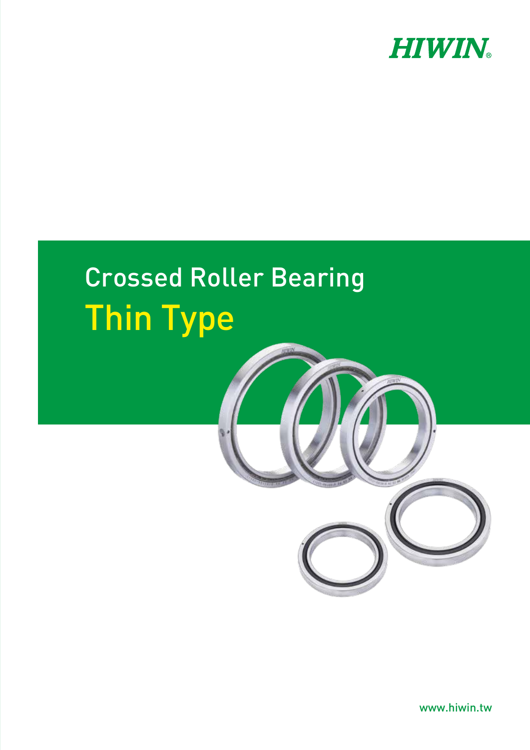HIWIN®

# Crossed Roller Bearing

# Thin Type

www.hiwin.tw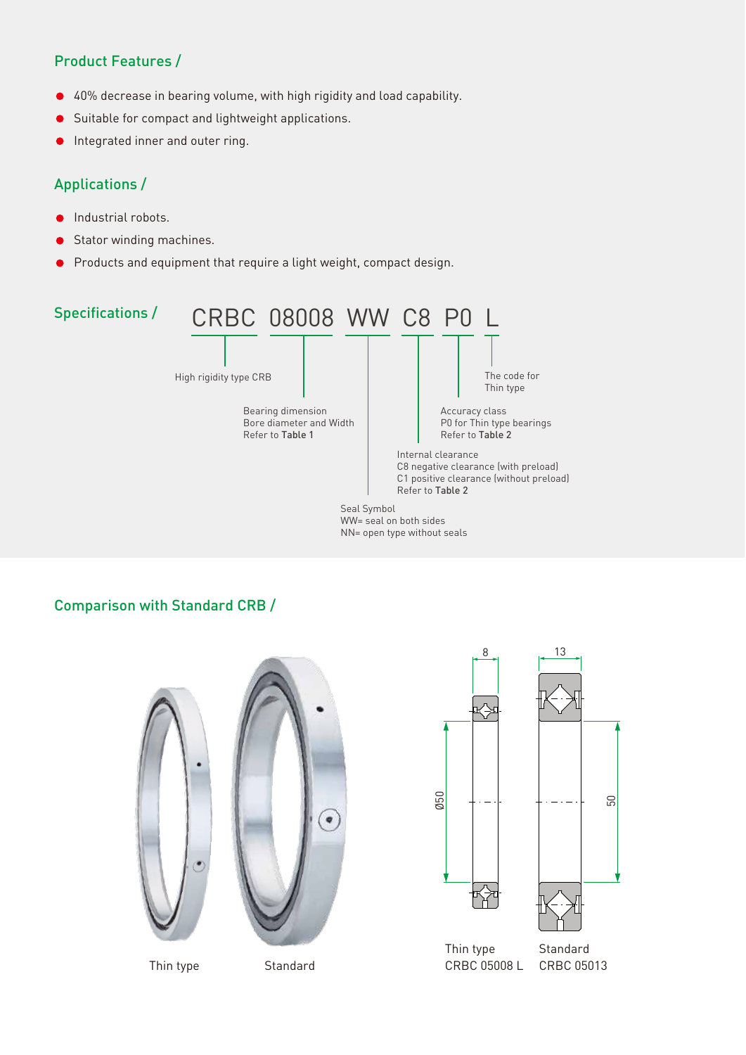## Product Features /

- 40% decrease in bearing volume, with high rigidity and load capability.
- Suitable for compact and lightweight applications.
- Integrated inner and outer ring.

## Applications /

- Industrial robots.
- Stator winding machines.
- Products and equipment that require a light weight, compact design.

## Specifications /

CRBC 08008 WW C8 P0 L

- **CRBC**: High rigidity type CRB
- **08008**: Bearing dimension — Bore diameter and Width — Refer to **Table 1**
- **WW**: Seal Symbol — WW= seal on both sides; NN= open type without seals
- **C8**: Internal clearance — C8 negative clearance (with preload); C1 positive clearance (without preload) — Refer to **Table 2**
- **P0**: Accuracy class — P0 for Thin type bearings — Refer to **Table 2**
- **L**: The code for Thin type

## Comparison with Standard CRB /

Thin type     Standard

8     13

Ø50     50

Thin type
CRBC 05008 L

Standard
CRBC 05013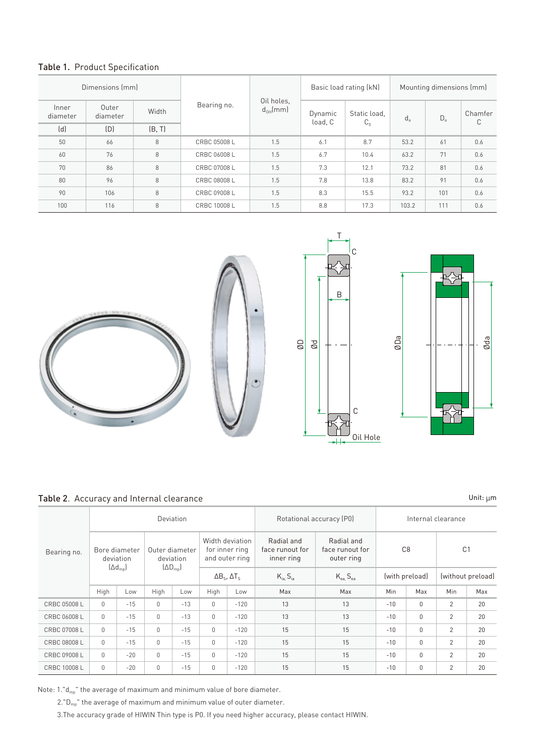**Table 1.** Product Specification

| Dimensions (mm) | | | Bearing no. | Oil holes, $d_{OH}$(mm) | Basic load rating (kN) | | Mounting dimensions (mm) | | |
|---|---|---|---|---|---|---|---|---|---|
| Inner diameter | Outer diameter | Width | | | Dynamic load, C | Static load, $C_0$ | $d_a$ | $D_a$ | Chamfer C |
| (d) | (D) | (B, T) | | | | | | | |
| 50 | 66 | 8 | CRBC 05008 L | 1.5 | 6.1 | 8.7 | 53.2 | 61 | 0.6 |
| 60 | 76 | 8 | CRBC 06008 L | 1.5 | 6.7 | 10.4 | 63.2 | 71 | 0.6 |
| 70 | 86 | 8 | CRBC 07008 L | 1.5 | 7.3 | 12.1 | 73.2 | 81 | 0.6 |
| 80 | 96 | 8 | CRBC 08008 L | 1.5 | 7.8 | 13.8 | 83.2 | 91 | 0.6 |
| 90 | 106 | 8 | CRBC 09008 L | 1.5 | 8.3 | 15.5 | 93.2 | 101 | 0.6 |
| 100 | 116 | 8 | CRBC 10008 L | 1.5 | 8.8 | 17.3 | 103.2 | 111 | 0.6 |

**Table 2.** Accuracy and Internal clearance

Unit: μm

| Bearing no. | Deviation | | | | | | Rotational accuracy (P0) | | Internal clearance | | | |
|---|---|---|---|---|---|---|---|---|---|---|---|---|
| | Bore diameter deviation ($\Delta d_{mp}$) | | Outer diameter deviation ($\Delta D_{mp}$) | | Width deviation for inner ring and outer ring | | Radial and face runout for inner ring | Radial and face runout for outer ring | C8 | | C1 | |
| | | | | | $\Delta B_s$, $\Delta T_s$ | | $K_{ia}$, $S_{ia}$ | $K_{ea}$, $S_{ea}$ | (with preload) | | (without preload) | |
| | High | Low | High | Low | High | Low | Max | Max | Min | Max | Min | Max |
| CRBC 05008 L | 0 | -15 | 0 | -13 | 0 | -120 | 13 | 13 | -10 | 0 | 2 | 20 |
| CRBC 06008 L | 0 | -15 | 0 | -13 | 0 | -120 | 13 | 13 | -10 | 0 | 2 | 20 |
| CRBC 07008 L | 0 | -15 | 0 | -15 | 0 | -120 | 15 | 15 | -10 | 0 | 2 | 20 |
| CRBC 08008 L | 0 | -15 | 0 | -15 | 0 | -120 | 15 | 15 | -10 | 0 | 2 | 20 |
| CRBC 09008 L | 0 | -20 | 0 | -15 | 0 | -120 | 15 | 15 | -10 | 0 | 2 | 20 |
| CRBC 10008 L | 0 | -20 | 0 | -15 | 0 | -120 | 15 | 15 | -10 | 0 | 2 | 20 |

Note: 1."$d_{mp}$" the average of maximum and minimum value of bore diameter.

2."$D_{mp}$" the average of maximum and minimum value of outer diameter.

3.The accuracy grade of HIWIN Thin type is P0. If you need higher accuracy, please contact HIWIN.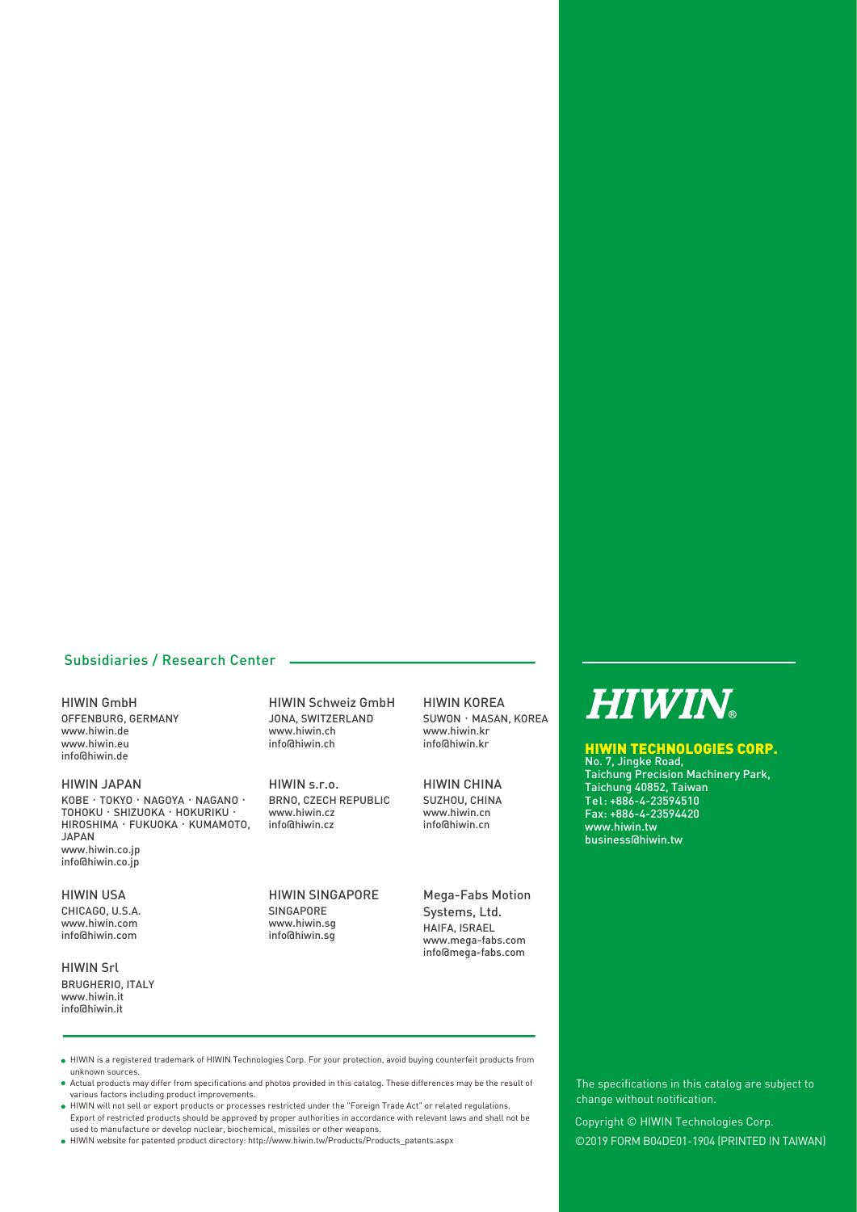## Subsidiaries / Research Center

**HIWIN GmbH**
OFFENBURG, GERMANY
www.hiwin.de
www.hiwin.eu
info@hiwin.de

**HIWIN JAPAN**
KOBE · TOKYO · NAGOYA · NAGANO · TOHOKU · SHIZUOKA · HOKURIKU · HIROSHIMA · FUKUOKA · KUMAMOTO, JAPAN
www.hiwin.co.jp
info@hiwin.co.jp

**HIWIN USA**
CHICAGO, U.S.A.
www.hiwin.com
info@hiwin.com

**HIWIN Srl**
BRUGHERIO, ITALY
www.hiwin.it
info@hiwin.it

**HIWIN Schweiz GmbH**
JONA, SWITZERLAND
www.hiwin.ch
info@hiwin.ch

**HIWIN s.r.o.**
BRNO, CZECH REPUBLIC
www.hiwin.cz
info@hiwin.cz

**HIWIN SINGAPORE**
SINGAPORE
www.hiwin.sg
info@hiwin.sg

**HIWIN KOREA**
SUWON · MASAN, KOREA
www.hiwin.kr
info@hiwin.kr

**HIWIN CHINA**
SUZHOU, CHINA
www.hiwin.cn
info@hiwin.cn

**Mega-Fabs Motion Systems, Ltd.**
HAIFA, ISRAEL
www.mega-fabs.com
info@mega-fabs.com

- HIWIN is a registered trademark of HIWIN Technologies Corp. For your protection, avoid buying counterfeit products from unknown sources.
- Actual products may differ from specifications and photos provided in this catalog. These differences may be the result of various factors including product improvements.
- HIWIN will not sell or export products or processes restricted under the "Foreign Trade Act" or related regulations. Export of restricted products should be approved by proper authorities in accordance with relevant laws and shall not be used to manufacture or develop nuclear, biochemical, missiles or other weapons.
- HIWIN website for patented product directory: http://www.hiwin.tw/Products/Products_patents.aspx

# HIWIN®

**HIWIN TECHNOLOGIES CORP.**
No. 7, Jingke Road,
Taichung Precision Machinery Park,
Taichung 40852, Taiwan
Tel: +886-4-23594510
Fax: +886-4-23594420
www.hiwin.tw
business@hiwin.tw

The specifications in this catalog are subject to change without notification.

Copyright © HIWIN Technologies Corp.
©2019 FORM B04DE01-1904 (PRINTED IN TAIWAN)